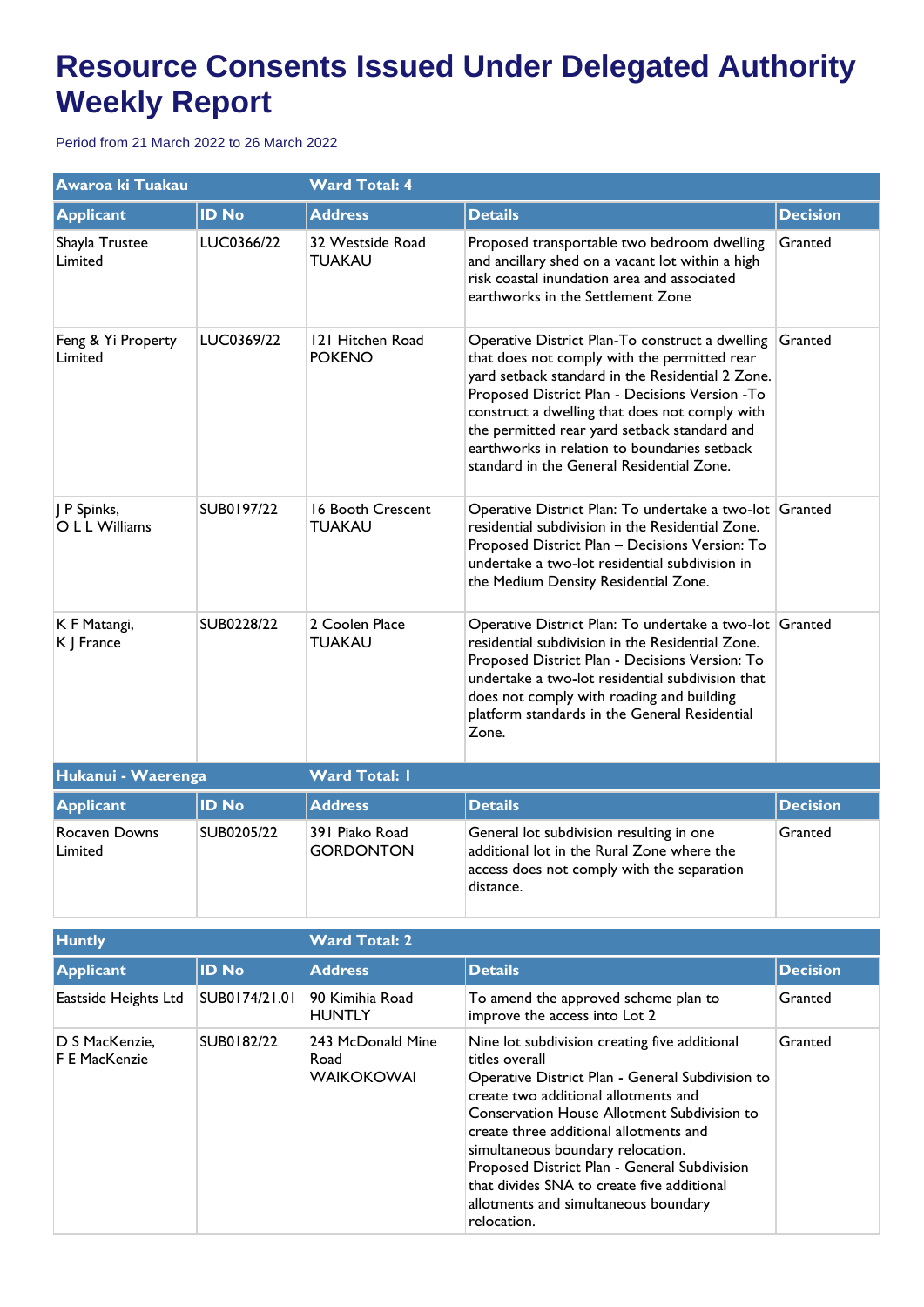# Resource Consents Issued Under Delegated Authority Weekly Report

Period from 21 March 2022 to 26 March 2022

| Awaroa ki Tuakau | | Ward Total: 4 | | |
|---|---|---|---|---|
| **Applicant** | **ID No** | **Address** | **Details** | **Decision** |
| Shayla Trustee Limited | LUC0366/22 | 32 Westside Road TUAKAU | Proposed transportable two bedroom dwelling and ancillary shed on a vacant lot within a high risk coastal inundation area and associated earthworks in the Settlement Zone | Granted |
| Feng & Yi Property Limited | LUC0369/22 | 121 Hitchen Road POKENO | Operative District Plan-To construct a dwelling that does not comply with the permitted rear yard setback standard in the Residential 2 Zone. Proposed District Plan - Decisions Version -To construct a dwelling that does not comply with the permitted rear yard setback standard and earthworks in relation to boundaries setback standard in the General Residential Zone. | Granted |
| J P Spinks, O L L Williams | SUB0197/22 | 16 Booth Crescent TUAKAU | Operative District Plan: To undertake a two-lot residential subdivision in the Residential Zone. Proposed District Plan – Decisions Version: To undertake a two-lot residential subdivision in the Medium Density Residential Zone. | Granted |
| K F Matangi, K J France | SUB0228/22 | 2 Coolen Place TUAKAU | Operative District Plan: To undertake a two-lot residential subdivision in the Residential Zone. Proposed District Plan - Decisions Version: To undertake a two-lot residential subdivision that does not comply with roading and building platform standards in the General Residential Zone. | Granted |

| Hukanui - Waerenga | | Ward Total: 1 | | |
|---|---|---|---|---|
| **Applicant** | **ID No** | **Address** | **Details** | **Decision** |
| Rocaven Downs Limited | SUB0205/22 | 391 Piako Road GORDONTON | General lot subdivision resulting in one additional lot in the Rural Zone where the access does not comply with the separation distance. | Granted |

| Huntly | | Ward Total: 2 | | |
|---|---|---|---|---|
| **Applicant** | **ID No** | **Address** | **Details** | **Decision** |
| Eastside Heights Ltd | SUB0174/21.01 | 90 Kimihia Road HUNTLY | To amend the approved scheme plan to improve the access into Lot 2 | Granted |
| D S MacKenzie, F E MacKenzie | SUB0182/22 | 243 McDonald Mine Road WAIKOKOWAI | Nine lot subdivision creating five additional titles overall<br>Operative District Plan - General Subdivision to create two additional allotments and Conservation House Allotment Subdivision to create three additional allotments and simultaneous boundary relocation.<br>Proposed District Plan - General Subdivision that divides SNA to create five additional allotments and simultaneous boundary relocation. | Granted |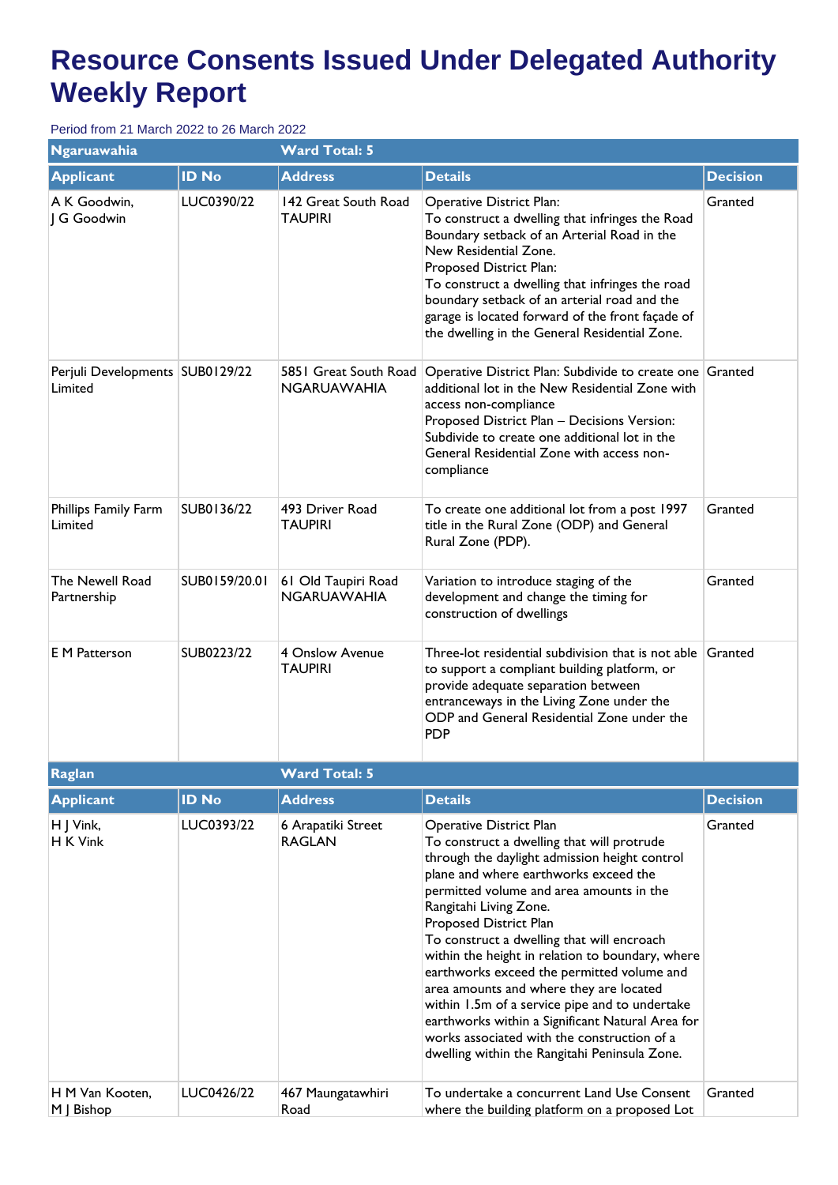# Resource Consents Issued Under Delegated Authority Weekly Report

Period from 21 March 2022 to 26 March 2022

| Ngaruawahia | | Ward Total: 5 | | |
|---|---|---|---|---|
| **Applicant** | **ID No** | **Address** | **Details** | **Decision** |
| A K Goodwin, J G Goodwin | LUC0390/22 | 142 Great South Road TAUPIRI | Operative District Plan: To construct a dwelling that infringes the Road Boundary setback of an Arterial Road in the New Residential Zone. Proposed District Plan: To construct a dwelling that infringes the road boundary setback of an arterial road and the garage is located forward of the front façade of the dwelling in the General Residential Zone. | Granted |
| Perjuli Developments Limited | SUB0129/22 | 5851 Great South Road NGARUAWAHIA | Operative District Plan: Subdivide to create one additional lot in the New Residential Zone with access non-compliance Proposed District Plan – Decisions Version: Subdivide to create one additional lot in the General Residential Zone with access non-compliance | Granted |
| Phillips Family Farm Limited | SUB0136/22 | 493 Driver Road TAUPIRI | To create one additional lot from a post 1997 title in the Rural Zone (ODP) and General Rural Zone (PDP). | Granted |
| The Newell Road Partnership | SUB0159/20.01 | 61 Old Taupiri Road NGARUAWAHIA | Variation to introduce staging of the development and change the timing for construction of dwellings | Granted |
| E M Patterson | SUB0223/22 | 4 Onslow Avenue TAUPIRI | Three-lot residential subdivision that is not able to support a compliant building platform, or provide adequate separation between entranceways in the Living Zone under the ODP and General Residential Zone under the PDP | Granted |

| Raglan | | Ward Total: 5 | | |
|---|---|---|---|---|
| **Applicant** | **ID No** | **Address** | **Details** | **Decision** |
| H J Vink, H K Vink | LUC0393/22 | 6 Arapatiki Street RAGLAN | Operative District Plan To construct a dwelling that will protrude through the daylight admission height control plane and where earthworks exceed the permitted volume and area amounts in the Rangitahi Living Zone. Proposed District Plan To construct a dwelling that will encroach within the height in relation to boundary, where earthworks exceed the permitted volume and area amounts and where they are located within 1.5m of a service pipe and to undertake earthworks within a Significant Natural Area for works associated with the construction of a dwelling within the Rangitahi Peninsula Zone. | Granted |
| H M Van Kooten, M J Bishop | LUC0426/22 | 467 Maungatawhiri Road | To undertake a concurrent Land Use Consent where the building platform on a proposed Lot | Granted |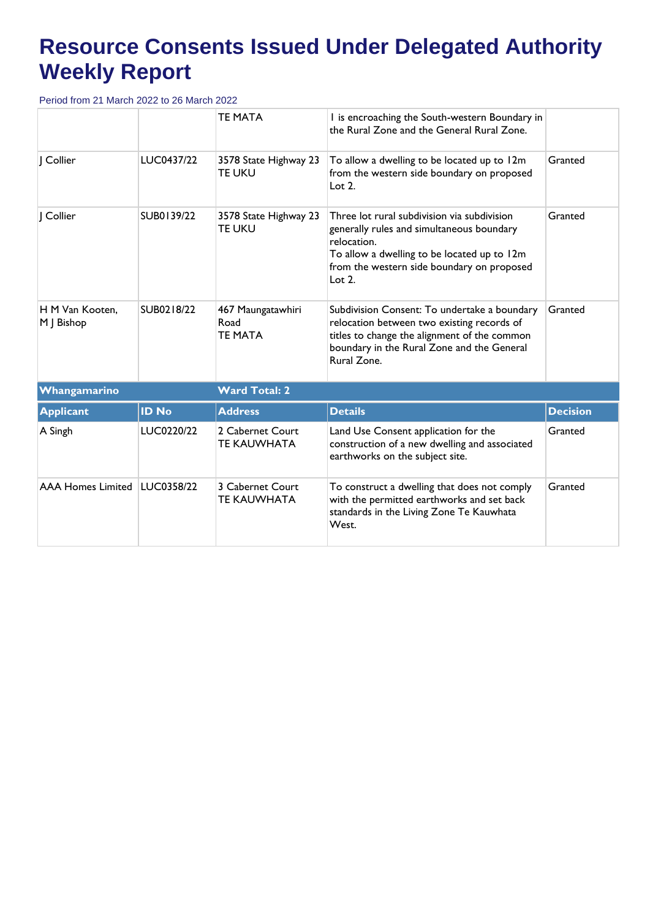# Resource Consents Issued Under Delegated Authority Weekly Report

Period from 21 March 2022 to 26 March 2022

| | | | | |
|---|---|---|---|---|
| | | TE MATA | I is encroaching the South-western Boundary in the Rural Zone and the General Rural Zone. | |
| J Collier | LUC0437/22 | 3578 State Highway 23 TE UKU | To allow a dwelling to be located up to 12m from the western side boundary on proposed Lot 2. | Granted |
| J Collier | SUB0139/22 | 3578 State Highway 23 TE UKU | Three lot rural subdivision via subdivision generally rules and simultaneous boundary relocation.<br>To allow a dwelling to be located up to 12m from the western side boundary on proposed Lot 2. | Granted |
| H M Van Kooten, M J Bishop | SUB0218/22 | 467 Maungatawhiri Road TE MATA | Subdivision Consent: To undertake a boundary relocation between two existing records of titles to change the alignment of the common boundary in the Rural Zone and the General Rural Zone. | Granted |

**Whangamarino** **Ward Total: 2**

| Applicant | ID No | Address | Details | Decision |
|---|---|---|---|---|
| A Singh | LUC0220/22 | 2 Cabernet Court TE KAUWHATA | Land Use Consent application for the construction of a new dwelling and associated earthworks on the subject site. | Granted |
| AAA Homes Limited | LUC0358/22 | 3 Cabernet Court TE KAUWHATA | To construct a dwelling that does not comply with the permitted earthworks and set back standards in the Living Zone Te Kauwhata West. | Granted |